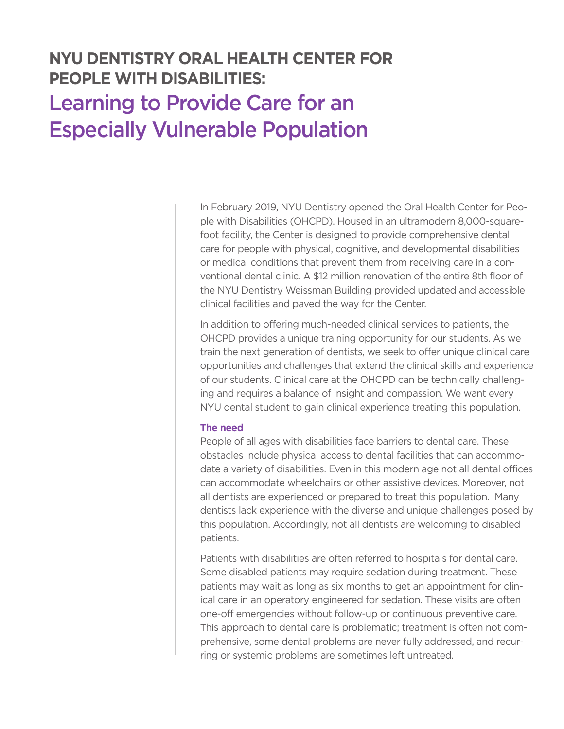# NYU DENTISTRY ORAL HEALTH CENTER FOR PEOPLE WITH DISABILITIES:

## Learning to Provide Care for an Especially Vulnerable Population

In February 2019, NYU Dentistry opened the Oral Health Center for People with Disabilities (OHCPD). Housed in an ultramodern 8,000-square-foot facility, the Center is designed to provide comprehensive dental care for people with physical, cognitive, and developmental disabilities or medical conditions that prevent them from receiving care in a conventional dental clinic. A $12 million renovation of the entire 8th floor of the NYU Dentistry Weissman Building provided updated and accessible clinical facilities and paved the way for the Center.

In addition to offering much-needed clinical services to patients, the OHCPD provides a unique training opportunity for our students. As we train the next generation of dentists, we seek to offer unique clinical care opportunities and challenges that extend the clinical skills and experience of our students. Clinical care at the OHCPD can be technically challenging and requires a balance of insight and compassion. We want every NYU dental student to gain clinical experience treating this population.

### The need

People of all ages with disabilities face barriers to dental care. These obstacles include physical access to dental facilities that can accommodate a variety of disabilities. Even in this modern age not all dental offices can accommodate wheelchairs or other assistive devices. Moreover, not all dentists are experienced or prepared to treat this population. Many dentists lack experience with the diverse and unique challenges posed by this population. Accordingly, not all dentists are welcoming to disabled patients.

Patients with disabilities are often referred to hospitals for dental care. Some disabled patients may require sedation during treatment. These patients may wait as long as six months to get an appointment for clinical care in an operatory engineered for sedation. These visits are often one-off emergencies without follow-up or continuous preventive care. This approach to dental care is problematic; treatment is often not comprehensive, some dental problems are never fully addressed, and recurring or systemic problems are sometimes left untreated.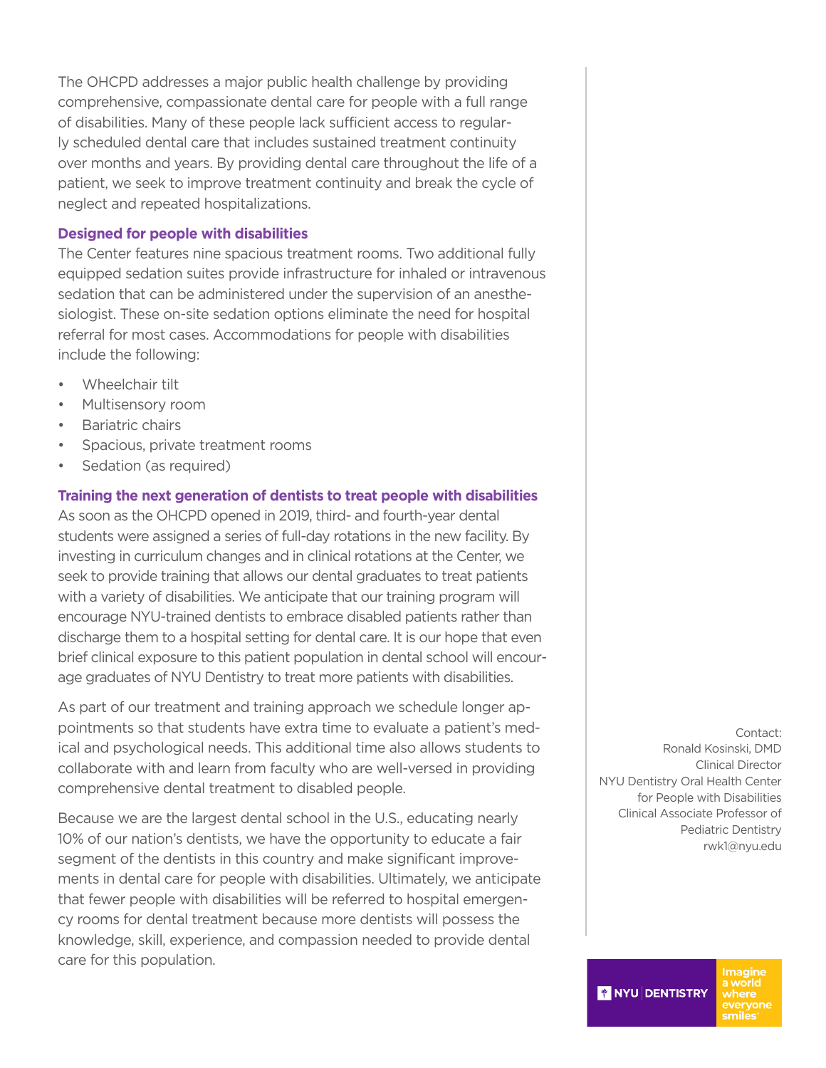The OHCPD addresses a major public health challenge by providing comprehensive, compassionate dental care for people with a full range of disabilities. Many of these people lack sufficient access to regularly scheduled dental care that includes sustained treatment continuity over months and years. By providing dental care throughout the life of a patient, we seek to improve treatment continuity and break the cycle of neglect and repeated hospitalizations.

## Designed for people with disabilities

The Center features nine spacious treatment rooms. Two additional fully equipped sedation suites provide infrastructure for inhaled or intravenous sedation that can be administered under the supervision of an anesthesiologist. These on-site sedation options eliminate the need for hospital referral for most cases. Accommodations for people with disabilities include the following:

- Wheelchair tilt
- Multisensory room
- Bariatric chairs
- Spacious, private treatment rooms
- Sedation (as required)

## Training the next generation of dentists to treat people with disabilities

As soon as the OHCPD opened in 2019, third- and fourth-year dental students were assigned a series of full-day rotations in the new facility. By investing in curriculum changes and in clinical rotations at the Center, we seek to provide training that allows our dental graduates to treat patients with a variety of disabilities. We anticipate that our training program will encourage NYU-trained dentists to embrace disabled patients rather than discharge them to a hospital setting for dental care. It is our hope that even brief clinical exposure to this patient population in dental school will encourage graduates of NYU Dentistry to treat more patients with disabilities.

As part of our treatment and training approach we schedule longer appointments so that students have extra time to evaluate a patient's medical and psychological needs. This additional time also allows students to collaborate with and learn from faculty who are well-versed in providing comprehensive dental treatment to disabled people.

Because we are the largest dental school in the U.S., educating nearly 10% of our nation's dentists, we have the opportunity to educate a fair segment of the dentists in this country and make significant improvements in dental care for people with disabilities. Ultimately, we anticipate that fewer people with disabilities will be referred to hospital emergency rooms for dental treatment because more dentists will possess the knowledge, skill, experience, and compassion needed to provide dental care for this population.

Contact:
Ronald Kosinski, DMD
Clinical Director
NYU Dentistry Oral Health Center for People with Disabilities
Clinical Associate Professor of Pediatric Dentistry
rwk1@nyu.edu

NYU | DENTISTRY

Imagine a world where everyone smiles®